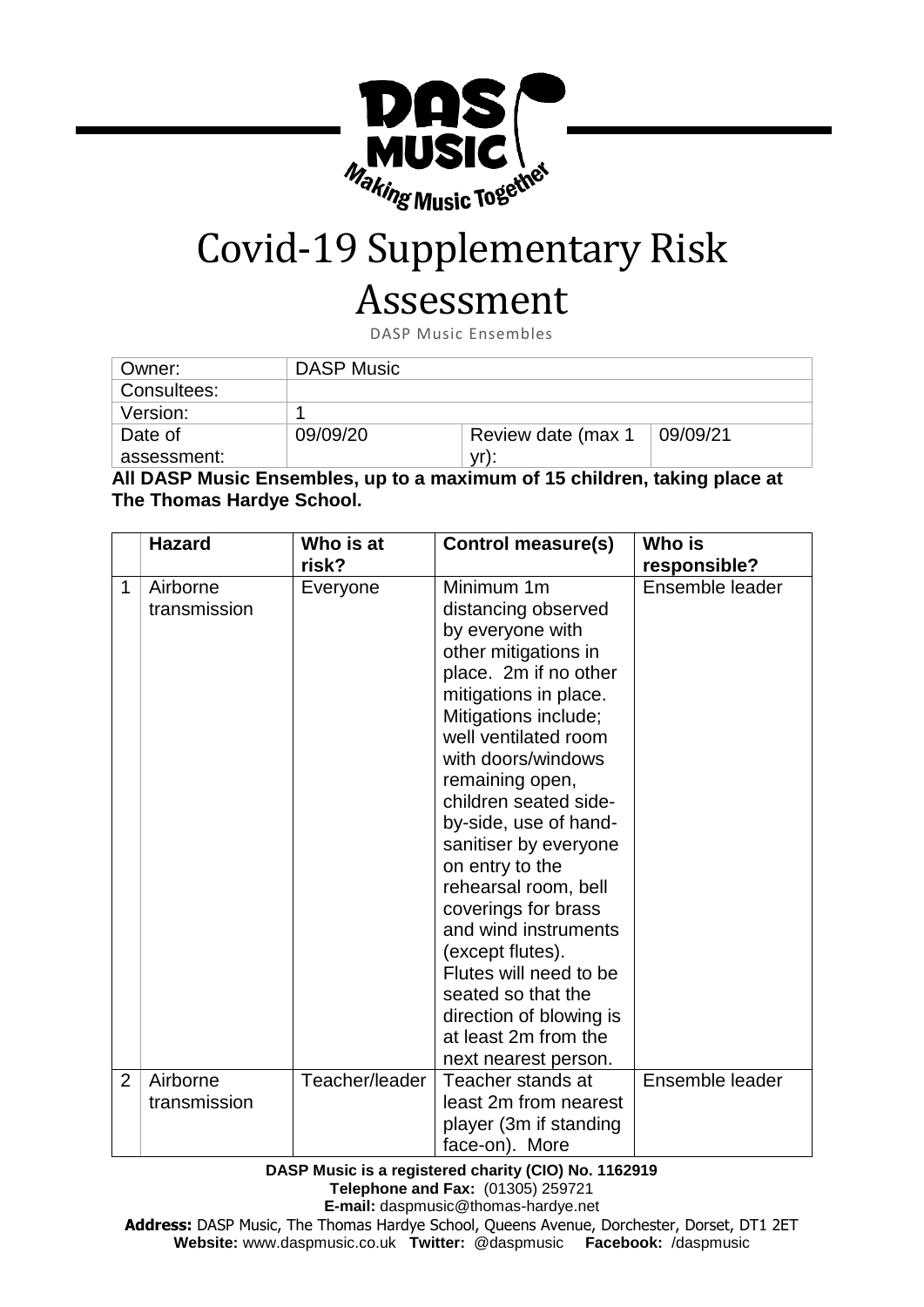# Covid-19 Supplementary Risk Assessment

DASP Music Ensembles

| Owner: | DASP Music | | |
| --- | --- | --- | --- |
| Consultees: | | | |
| Version: | 1 | | |
| Date of assessment: | 09/09/20 | Review date (max 1 yr): | 09/09/21 |

**All DASP Music Ensembles, up to a maximum of 15 children, taking place at The Thomas Hardye School.**

| | Hazard | Who is at risk? | Control measure(s) | Who is responsible? |
| --- | --- | --- | --- | --- |
| 1 | Airborne transmission | Everyone | Minimum 1m distancing observed by everyone with other mitigations in place. 2m if no other mitigations in place. Mitigations include; well ventilated room with doors/windows remaining open, children seated side-by-side, use of hand-sanitiser by everyone on entry to the rehearsal room, bell coverings for brass and wind instruments (except flutes). Flutes will need to be seated so that the direction of blowing is at least 2m from the next nearest person. | Ensemble leader |
| 2 | Airborne transmission | Teacher/leader | Teacher stands at least 2m from nearest player (3m if standing face-on). More | Ensemble leader |

**DASP Music is a registered charity (CIO) No. 1162919**
**Telephone and Fax:** (01305) 259721
**E-mail:** daspmusic@thomas-hardye.net
**Address:** DASP Music, The Thomas Hardye School, Queens Avenue, Dorchester, Dorset, DT1 2ET
**Website:** www.daspmusic.co.uk **Twitter:** @daspmusic **Facebook:** /daspmusic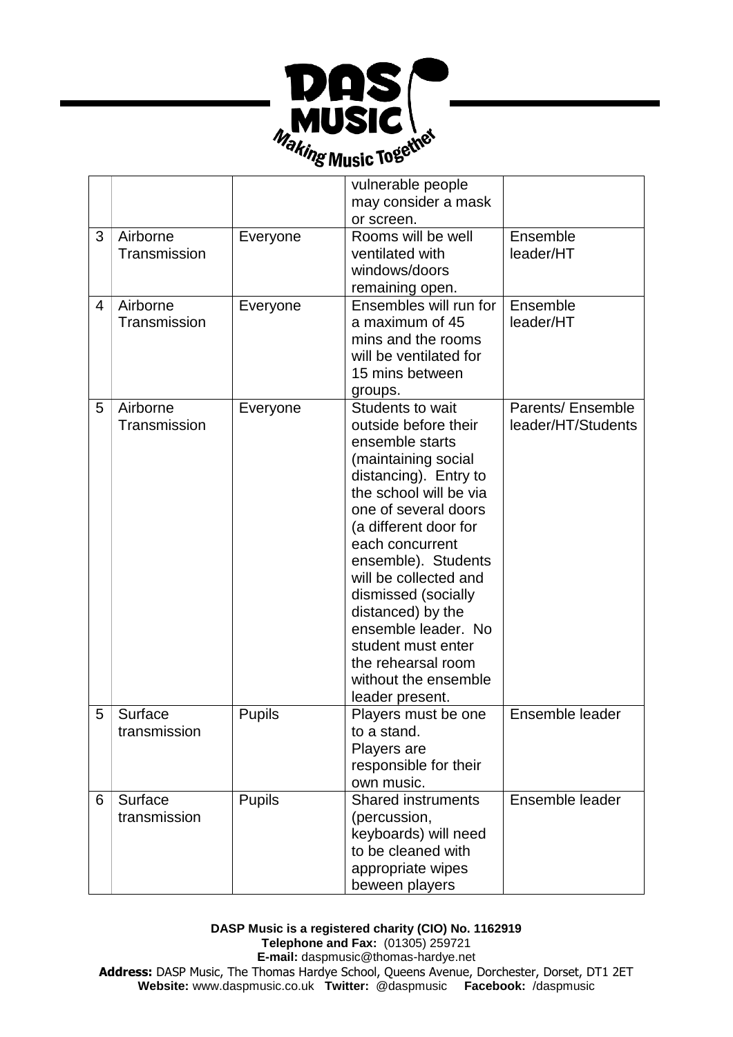| | | | | |
|---|---|---|---|---|
| | | | vulnerable people may consider a mask or screen. | |
| 3 | Airborne Transmission | Everyone | Rooms will be well ventilated with windows/doors remaining open. | Ensemble leader/HT |
| 4 | Airborne Transmission | Everyone | Ensembles will run for a maximum of 45 mins and the rooms will be ventilated for 15 mins between groups. | Ensemble leader/HT |
| 5 | Airborne Transmission | Everyone | Students to wait outside before their ensemble starts (maintaining social distancing). Entry to the school will be via one of several doors (a different door for each concurrent ensemble). Students will be collected and dismissed (socially distanced) by the ensemble leader. No student must enter the rehearsal room without the ensemble leader present. | Parents/ Ensemble leader/HT/Students |
| 5 | Surface transmission | Pupils | Players must be one to a stand. Players are responsible for their own music. | Ensemble leader |
| 6 | Surface transmission | Pupils | Shared instruments (percussion, keyboards) will need to be cleaned with appropriate wipes beween players | Ensemble leader |

**DASP Music is a registered charity (CIO) No. 1162919**
**Telephone and Fax:** (01305) 259721
**E-mail:** daspmusic@thomas-hardye.net
**Address:** DASP Music, The Thomas Hardye School, Queens Avenue, Dorchester, Dorset, DT1 2ET
**Website:** www.daspmusic.co.uk **Twitter:** @daspmusic **Facebook:** /daspmusic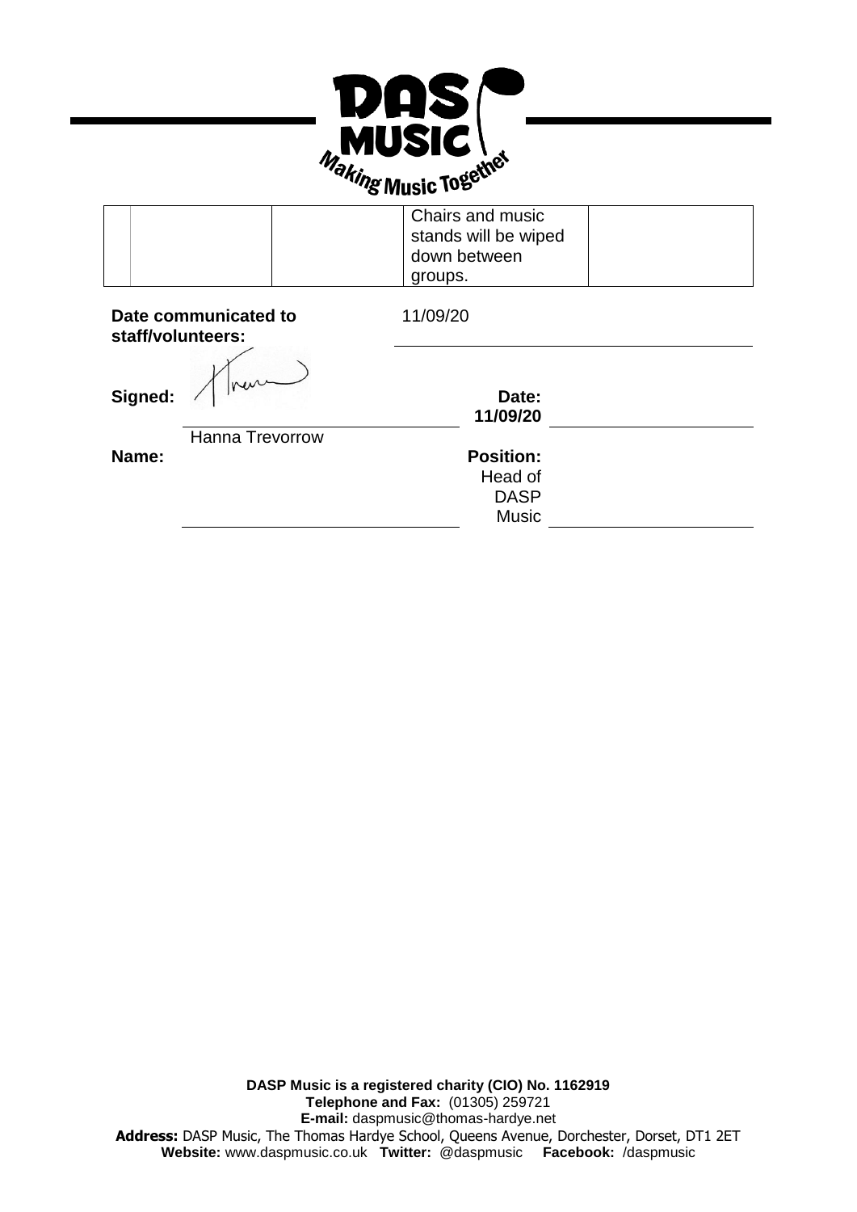| | | | | |
|---|---|---|---|---|
| | | | Chairs and music stands will be wiped down between groups. | |

**Date communicated to staff/volunteers:** 11/09/20

**Signed:** **Date:** **11/09/20**

**Name:** Hanna Trevorrow **Position:** Head of DASP Music

**DASP Music is a registered charity (CIO) No. 1162919**
**Telephone and Fax:** (01305) 259721
**E-mail:** daspmusic@thomas-hardye.net
**Address:** DASP Music, The Thomas Hardye School, Queens Avenue, Dorchester, Dorset, DT1 2ET
**Website:** www.daspmusic.co.uk **Twitter:** @daspmusic **Facebook:** /daspmusic